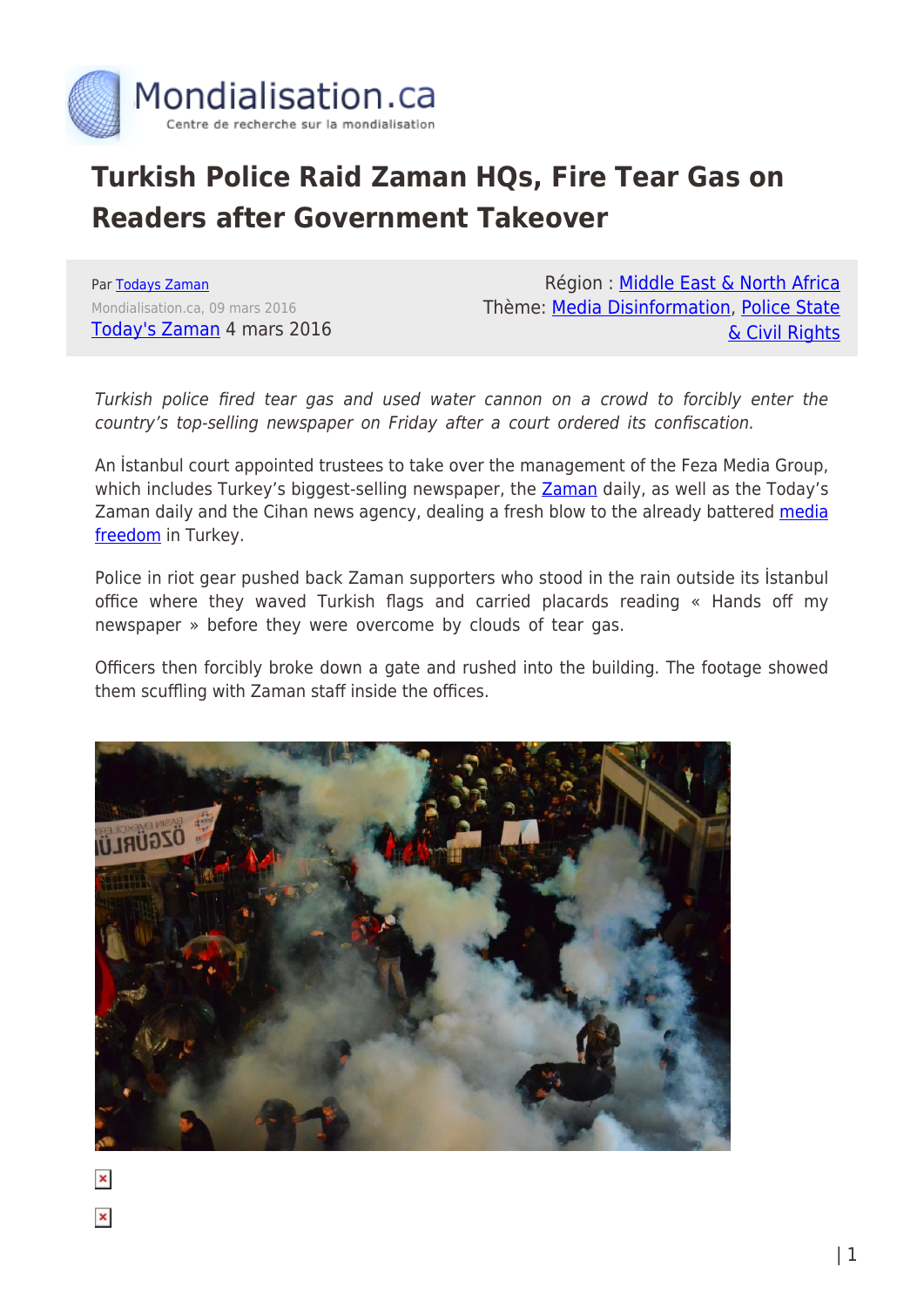# Turkish Police Raid Zaman HQs, Fire Tear Gas on Readers after Government Takeover

Par Todays Zaman
Mondialisation.ca, 09 mars 2016
Today's Zaman 4 mars 2016

Région : Middle East & North Africa
Thème: Media Disinformation, Police State & Civil Rights

*Turkish police fired tear gas and used water cannon on a crowd to forcibly enter the country's top-selling newspaper on Friday after a court ordered its confiscation.*

An İstanbul court appointed trustees to take over the management of the Feza Media Group, which includes Turkey's biggest-selling newspaper, the Zaman daily, as well as the Today's Zaman daily and the Cihan news agency, dealing a fresh blow to the already battered media freedom in Turkey.

Police in riot gear pushed back Zaman supporters who stood in the rain outside its İstanbul office where they waved Turkish flags and carried placards reading « Hands off my newspaper » before they were overcome by clouds of tear gas.

Officers then forcibly broke down a gate and rushed into the building. The footage showed them scuffling with Zaman staff inside the offices.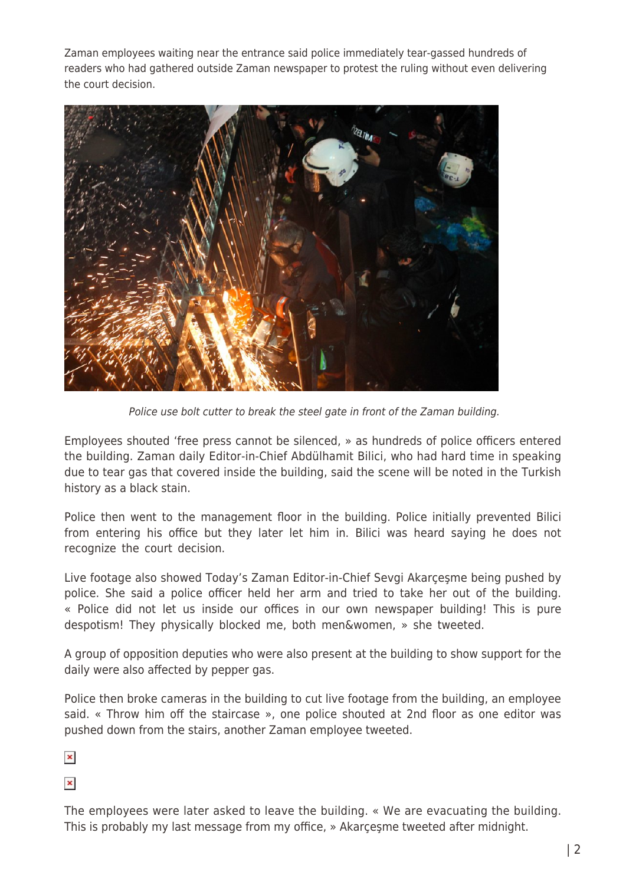Zaman employees waiting near the entrance said police immediately tear-gassed hundreds of readers who had gathered outside Zaman newspaper to protest the ruling without even delivering the court decision.

*Police use bolt cutter to break the steel gate in front of the Zaman building.*

Employees shouted 'free press cannot be silenced, » as hundreds of police officers entered the building. Zaman daily Editor-in-Chief Abdülhamit Bilici, who had hard time in speaking due to tear gas that covered inside the building, said the scene will be noted in the Turkish history as a black stain.

Police then went to the management floor in the building. Police initially prevented Bilici from entering his office but they later let him in. Bilici was heard saying he does not recognize the court decision.

Live footage also showed Today's Zaman Editor-in-Chief Sevgi Akarçeşme being pushed by police. She said a police officer held her arm and tried to take her out of the building. « Police did not let us inside our offices in our own newspaper building! This is pure despotism! They physically blocked me, both men&women, » she tweeted.

A group of opposition deputies who were also present at the building to show support for the daily were also affected by pepper gas.

Police then broke cameras in the building to cut live footage from the building, an employee said. « Throw him off the staircase », one police shouted at 2nd floor as one editor was pushed down from the stairs, another Zaman employee tweeted.

The employees were later asked to leave the building. « We are evacuating the building. This is probably my last message from my office, » Akarçeşme tweeted after midnight.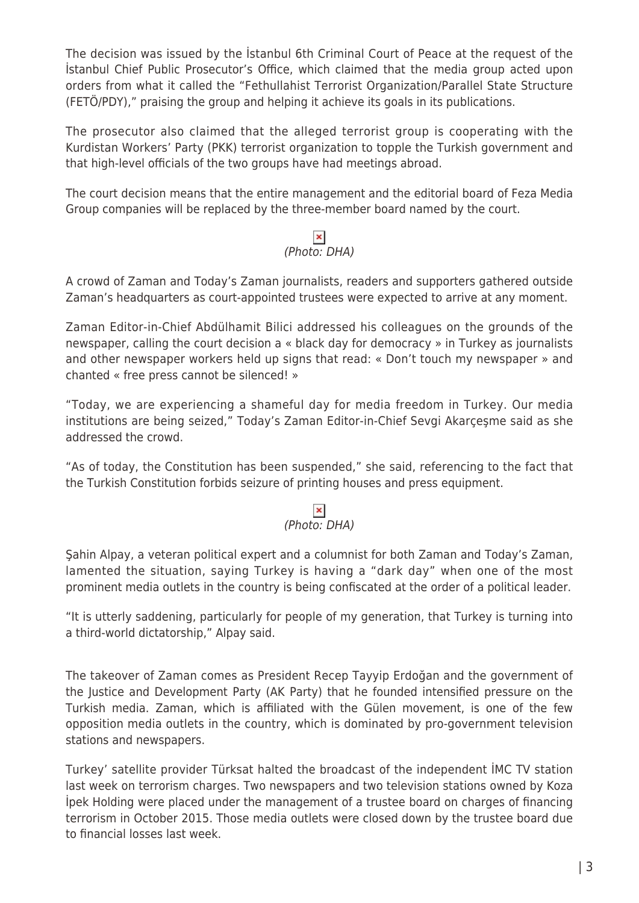The decision was issued by the İstanbul 6th Criminal Court of Peace at the request of the İstanbul Chief Public Prosecutor's Office, which claimed that the media group acted upon orders from what it called the "Fethullahist Terrorist Organization/Parallel State Structure (FETÖ/PDY)," praising the group and helping it achieve its goals in its publications.

The prosecutor also claimed that the alleged terrorist group is cooperating with the Kurdistan Workers' Party (PKK) terrorist organization to topple the Turkish government and that high-level officials of the two groups have had meetings abroad.

The court decision means that the entire management and the editorial board of Feza Media Group companies will be replaced by the three-member board named by the court.

*(Photo: DHA)*

A crowd of Zaman and Today's Zaman journalists, readers and supporters gathered outside Zaman's headquarters as court-appointed trustees were expected to arrive at any moment.

Zaman Editor-in-Chief Abdülhamit Bilici addressed his colleagues on the grounds of the newspaper, calling the court decision a « black day for democracy » in Turkey as journalists and other newspaper workers held up signs that read: « Don't touch my newspaper » and chanted « free press cannot be silenced! »

"Today, we are experiencing a shameful day for media freedom in Turkey. Our media institutions are being seized," Today's Zaman Editor-in-Chief Sevgi Akarçeşme said as she addressed the crowd.

"As of today, the Constitution has been suspended," she said, referencing to the fact that the Turkish Constitution forbids seizure of printing houses and press equipment.

*(Photo: DHA)*

Şahin Alpay, a veteran political expert and a columnist for both Zaman and Today's Zaman, lamented the situation, saying Turkey is having a "dark day" when one of the most prominent media outlets in the country is being confiscated at the order of a political leader.

"It is utterly saddening, particularly for people of my generation, that Turkey is turning into a third-world dictatorship," Alpay said.

The takeover of Zaman comes as President Recep Tayyip Erdoğan and the government of the Justice and Development Party (AK Party) that he founded intensified pressure on the Turkish media. Zaman, which is affiliated with the Gülen movement, is one of the few opposition media outlets in the country, which is dominated by pro-government television stations and newspapers.

Turkey' satellite provider Türksat halted the broadcast of the independent İMC TV station last week on terrorism charges. Two newspapers and two television stations owned by Koza İpek Holding were placed under the management of a trustee board on charges of financing terrorism in October 2015. Those media outlets were closed down by the trustee board due to financial losses last week.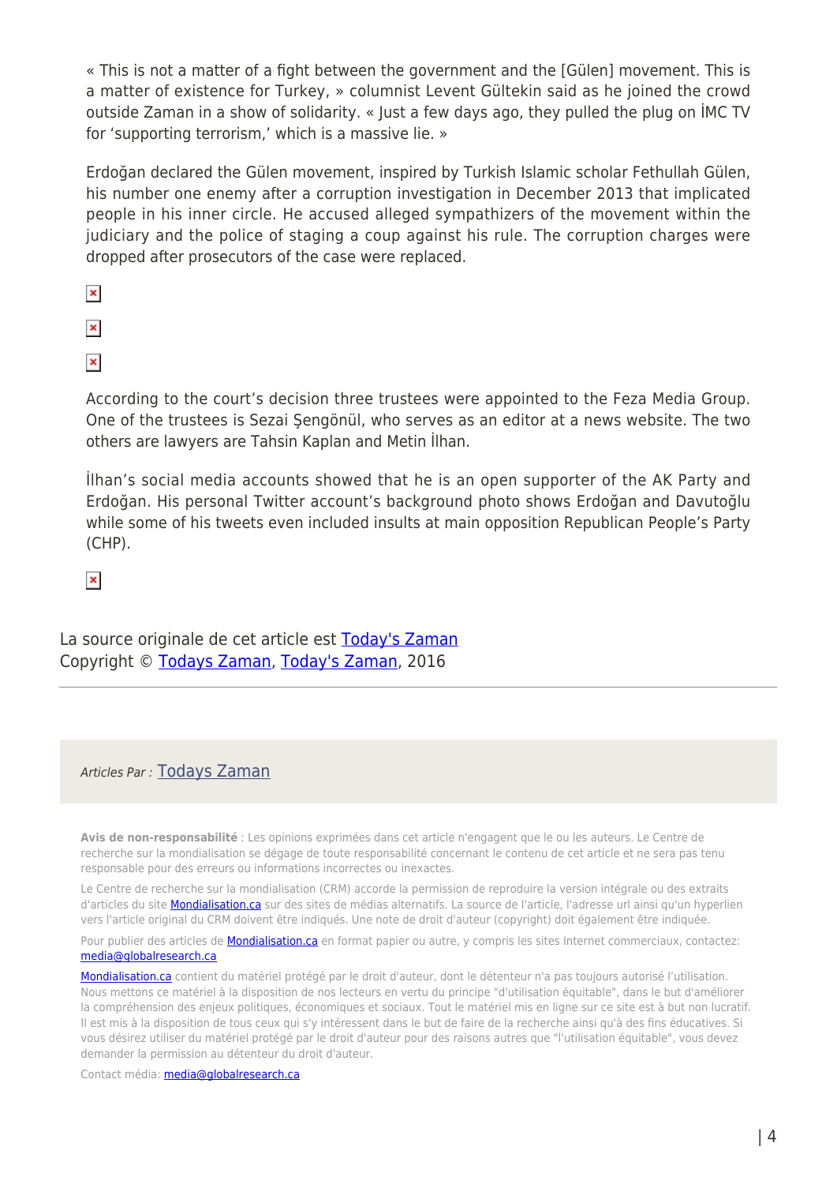« This is not a matter of a fight between the government and the [Gülen] movement. This is a matter of existence for Turkey, » columnist Levent Gültekin said as he joined the crowd outside Zaman in a show of solidarity. « Just a few days ago, they pulled the plug on İMC TV for 'supporting terrorism,' which is a massive lie. »

Erdoğan declared the Gülen movement, inspired by Turkish Islamic scholar Fethullah Gülen, his number one enemy after a corruption investigation in December 2013 that implicated people in his inner circle. He accused alleged sympathizers of the movement within the judiciary and the police of staging a coup against his rule. The corruption charges were dropped after prosecutors of the case were replaced.

According to the court's decision three trustees were appointed to the Feza Media Group. One of the trustees is Sezai Şengönül, who serves as an editor at a news website. The two others are lawyers are Tahsin Kaplan and Metin İlhan.

İlhan's social media accounts showed that he is an open supporter of the AK Party and Erdoğan. His personal Twitter account's background photo shows Erdoğan and Davutoğlu while some of his tweets even included insults at main opposition Republican People's Party (CHP).

La source originale de cet article est Today's Zaman
Copyright © Todays Zaman, Today's Zaman, 2016

---

*Articles Par :* Todays Zaman

**Avis de non-responsabilité** : Les opinions exprimées dans cet article n'engagent que le ou les auteurs. Le Centre de recherche sur la mondialisation se dégage de toute responsabilité concernant le contenu de cet article et ne sera pas tenu responsable pour des erreurs ou informations incorrectes ou inexactes.

Le Centre de recherche sur la mondialisation (CRM) accorde la permission de reproduire la version intégrale ou des extraits d'articles du site Mondialisation.ca sur des sites de médias alternatifs. La source de l'article, l'adresse url ainsi qu'un hyperlien vers l'article original du CRM doivent être indiqués. Une note de droit d'auteur (copyright) doit également être indiquée.

Pour publier des articles de Mondialisation.ca en format papier ou autre, y compris les sites Internet commerciaux, contactez: media@globalresearch.ca

Mondialisation.ca contient du matériel protégé par le droit d'auteur, dont le détenteur n'a pas toujours autorisé l'utilisation. Nous mettons ce matériel à la disposition de nos lecteurs en vertu du principe "d'utilisation équitable", dans le but d'améliorer la compréhension des enjeux politiques, économiques et sociaux. Tout le matériel mis en ligne sur ce site est à but non lucratif. Il est mis à la disposition de tous ceux qui s'y intéressent dans le but de faire de la recherche ainsi qu'à des fins éducatives. Si vous désirez utiliser du matériel protégé par le droit d'auteur pour des raisons autres que "l'utilisation équitable", vous devez demander la permission au détenteur du droit d'auteur.

Contact média: media@globalresearch.ca